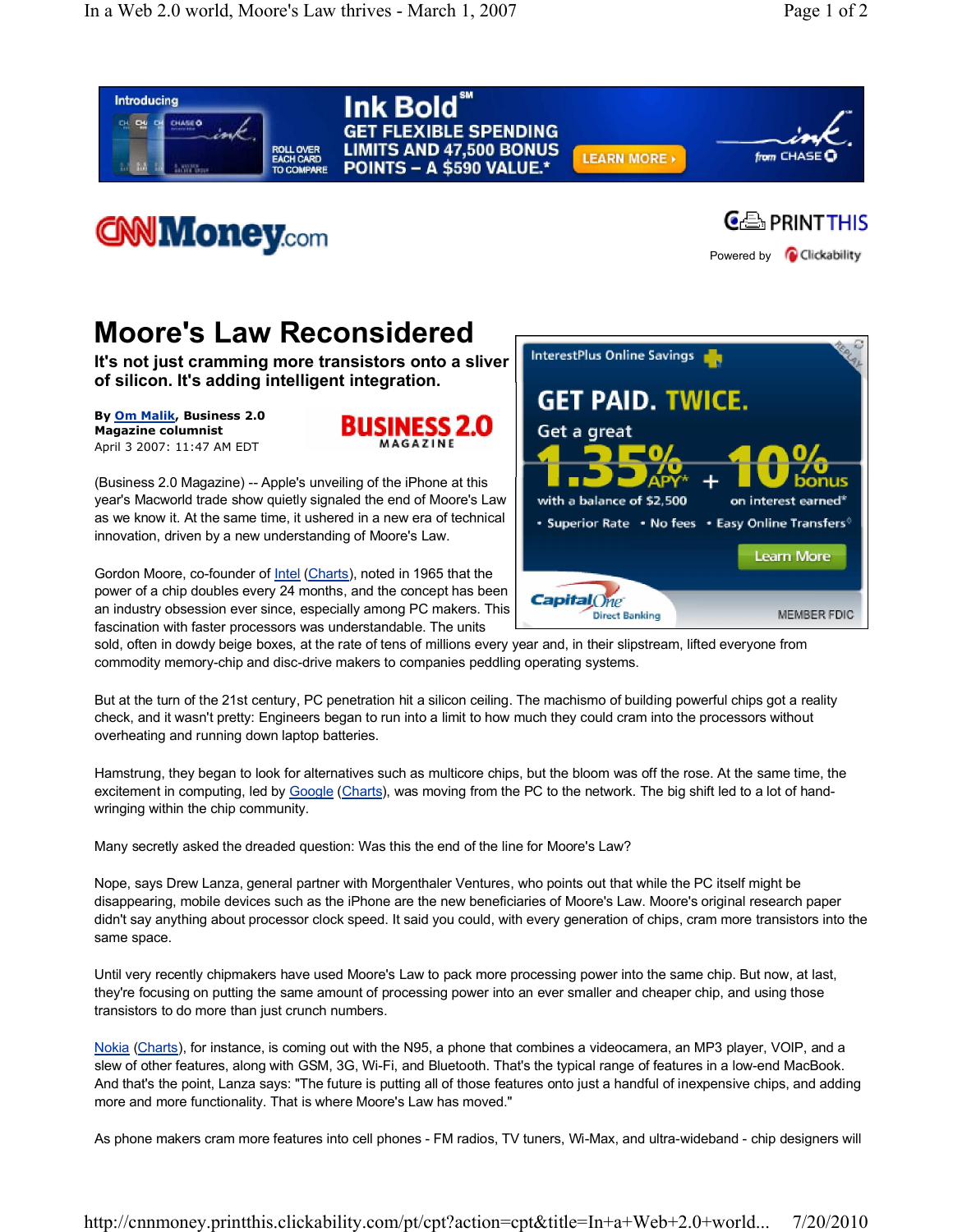# Moore's Law Reconsidered

**It's not just cramming more transistors onto a sliver of silicon. It's adding intelligent integration.**

**By Om Malik, Business 2.0 Magazine columnist**
April 3 2007: 11:47 AM EDT

(Business 2.0 Magazine) -- Apple's unveiling of the iPhone at this year's Macworld trade show quietly signaled the end of Moore's Law as we know it. At the same time, it ushered in a new era of technical innovation, driven by a new understanding of Moore's Law.

Gordon Moore, co-founder of Intel (Charts), noted in 1965 that the power of a chip doubles every 24 months, and the concept has been an industry obsession ever since, especially among PC makers. This fascination with faster processors was understandable. The units sold, often in dowdy beige boxes, at the rate of tens of millions every year and, in their slipstream, lifted everyone from commodity memory-chip and disc-drive makers to companies peddling operating systems.

But at the turn of the 21st century, PC penetration hit a silicon ceiling. The machismo of building powerful chips got a reality check, and it wasn't pretty: Engineers began to run into a limit to how much they could cram into the processors without overheating and running down laptop batteries.

Hamstrung, they began to look for alternatives such as multicore chips, but the bloom was off the rose. At the same time, the excitement in computing, led by Google (Charts), was moving from the PC to the network. The big shift led to a lot of hand-wringing within the chip community.

Many secretly asked the dreaded question: Was this the end of the line for Moore's Law?

Nope, says Drew Lanza, general partner with Morgenthaler Ventures, who points out that while the PC itself might be disappearing, mobile devices such as the iPhone are the new beneficiaries of Moore's Law. Moore's original research paper didn't say anything about processor clock speed. It said you could, with every generation of chips, cram more transistors into the same space.

Until very recently chipmakers have used Moore's Law to pack more processing power into the same chip. But now, at last, they're focusing on putting the same amount of processing power into an ever smaller and cheaper chip, and using those transistors to do more than just crunch numbers.

Nokia (Charts), for instance, is coming out with the N95, a phone that combines a videocamera, an MP3 player, VOIP, and a slew of other features, along with GSM, 3G, Wi-Fi, and Bluetooth. That's the typical range of features in a low-end MacBook. And that's the point, Lanza says: "The future is putting all of those features onto just a handful of inexpensive chips, and adding more and more functionality. That is where Moore's Law has moved."

As phone makers cram more features into cell phones - FM radios, TV tuners, Wi-Max, and ultra-wideband - chip designers will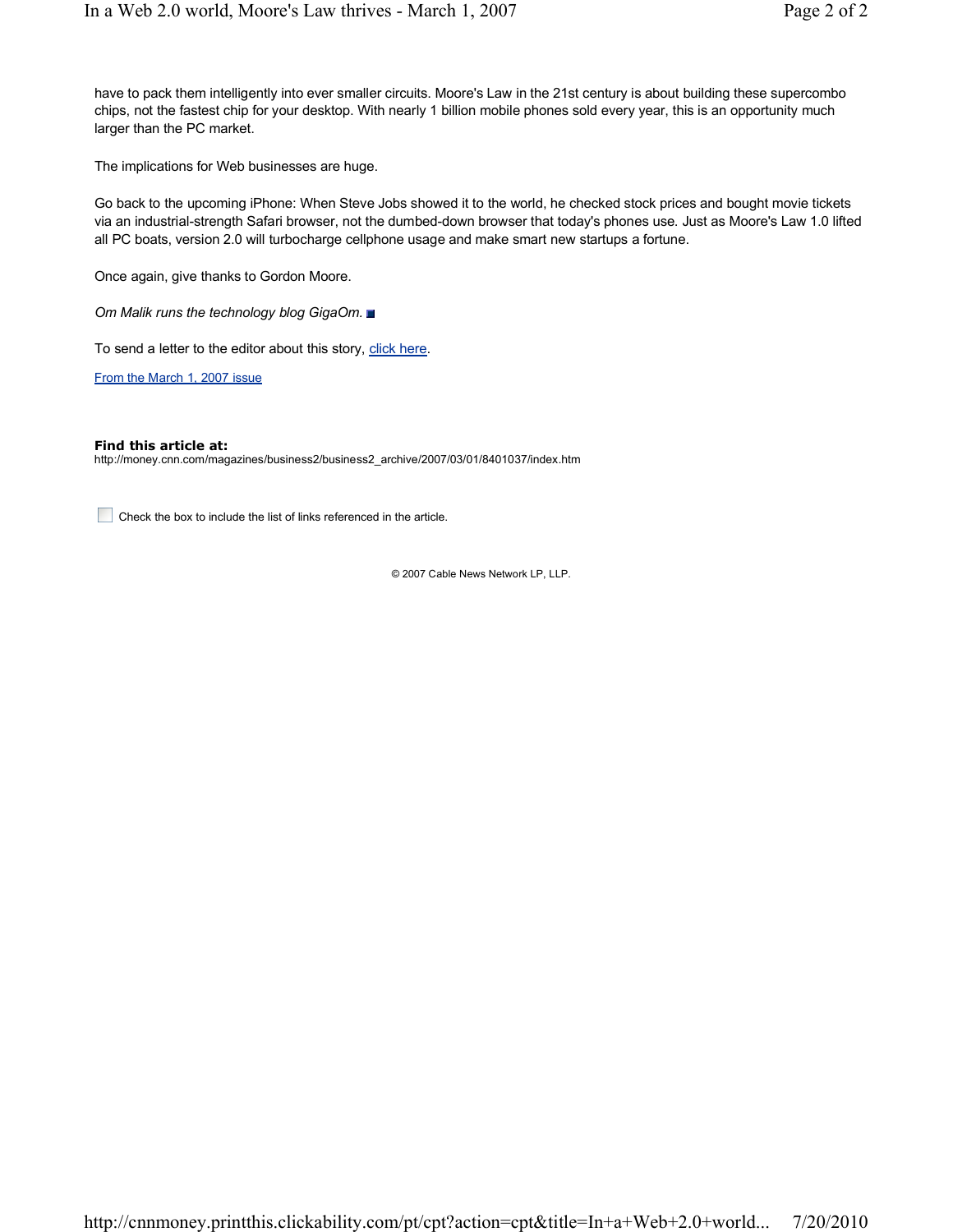have to pack them intelligently into ever smaller circuits. Moore's Law in the 21st century is about building these supercombo chips, not the fastest chip for your desktop. With nearly 1 billion mobile phones sold every year, this is an opportunity much larger than the PC market.

The implications for Web businesses are huge.

Go back to the upcoming iPhone: When Steve Jobs showed it to the world, he checked stock prices and bought movie tickets via an industrial-strength Safari browser, not the dumbed-down browser that today's phones use. Just as Moore's Law 1.0 lifted all PC boats, version 2.0 will turbocharge cellphone usage and make smart new startups a fortune.

Once again, give thanks to Gordon Moore.

*Om Malik runs the technology blog GigaOm.* ■

To send a letter to the editor about this story, click here.

From the March 1, 2007 issue

**Find this article at:**
http://money.cnn.com/magazines/business2/business2_archive/2007/03/01/8401037/index.htm

☐ Check the box to include the list of links referenced in the article.

© 2007 Cable News Network LP, LLP.